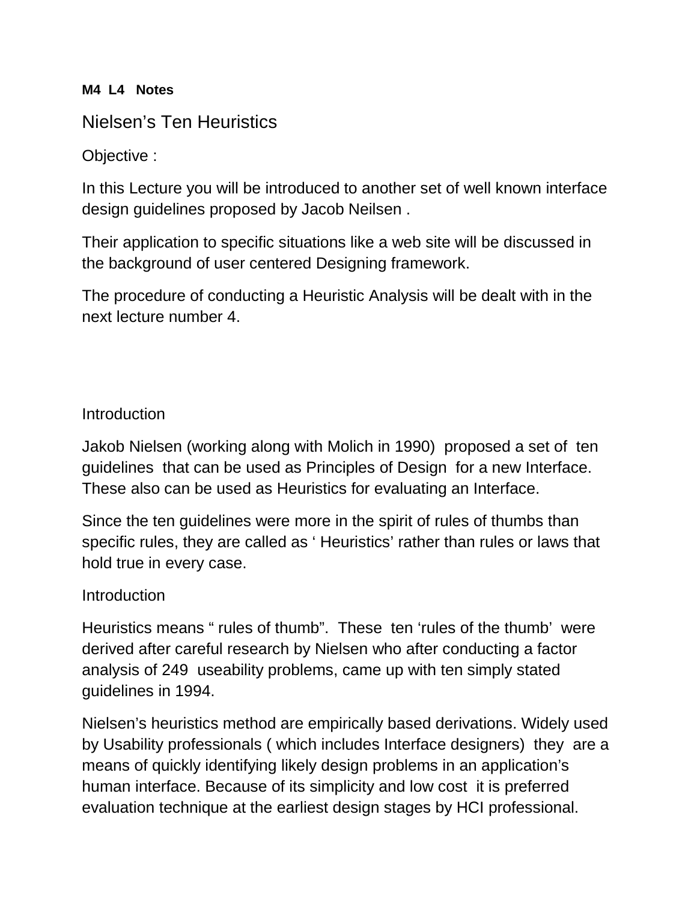**M4 L4 Notes**

# Nielsen’s Ten Heuristics

Objective :

In this Lecture you will be introduced to another set of well known interface design guidelines proposed by Jacob Neilsen .

Their application to specific situations like a web site will be discussed in the background of user centered Designing framework.

The procedure of conducting a Heuristic Analysis will be dealt with in the next lecture number 4.

## Introduction

Jakob Nielsen (working along with Molich in 1990) proposed a set of ten guidelines that can be used as Principles of Design for a new Interface. These also can be used as Heuristics for evaluating an Interface.

Since the ten guidelines were more in the spirit of rules of thumbs than specific rules, they are called as ‘ Heuristics’ rather than rules or laws that hold true in every case.

## Introduction

Heuristics means “ rules of thumb”. These ten ‘rules of the thumb’ were derived after careful research by Nielsen who after conducting a factor analysis of 249 useability problems, came up with ten simply stated guidelines in 1994.

Nielsen’s heuristics method are empirically based derivations. Widely used by Usability professionals ( which includes Interface designers) they are a means of quickly identifying likely design problems in an application’s human interface. Because of its simplicity and low cost it is preferred evaluation technique at the earliest design stages by HCI professional.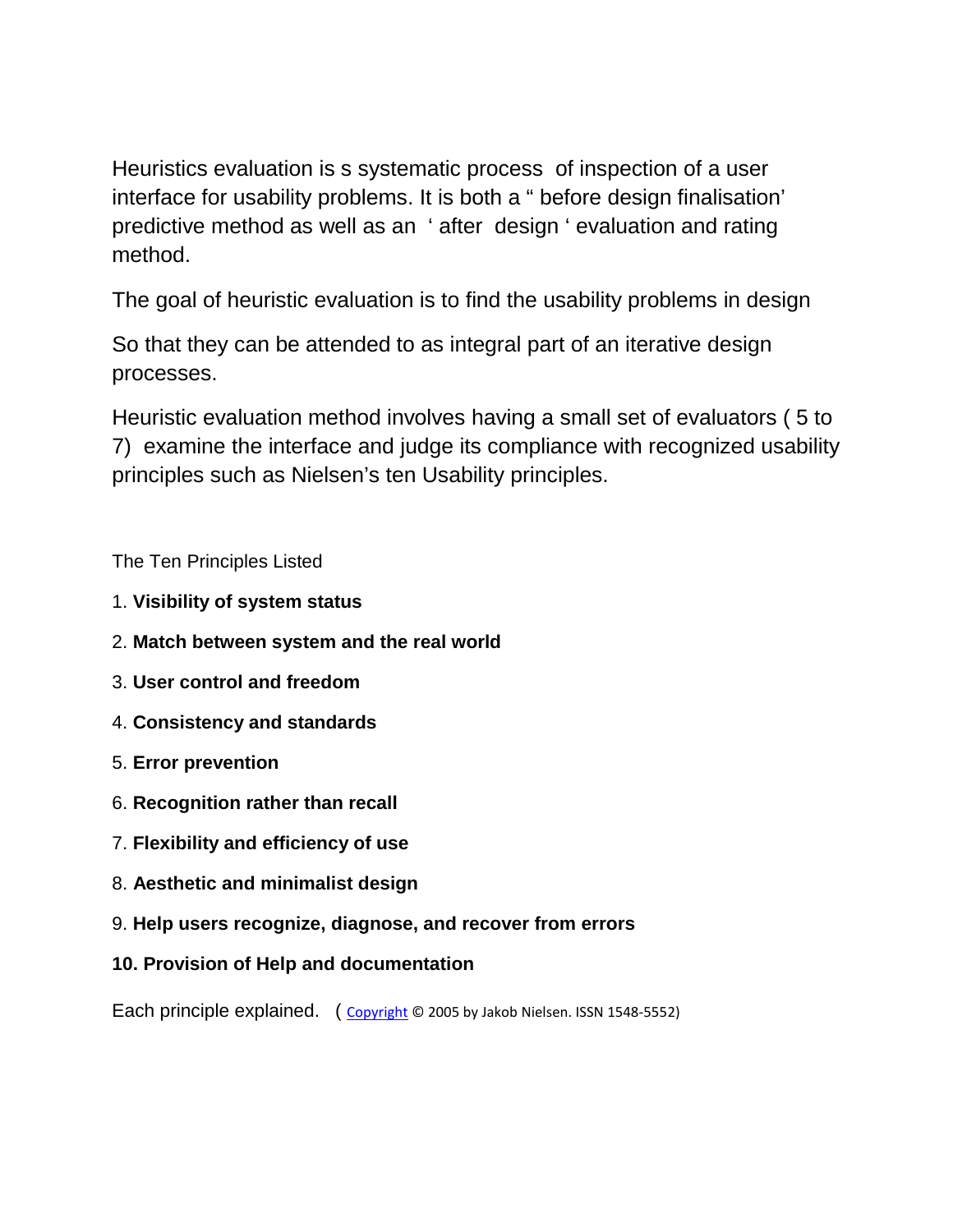Heuristics evaluation is s systematic process of inspection of a user interface for usability problems. It is both a " before design finalisation' predictive method as well as an ' after design ' evaluation and rating method.

The goal of heuristic evaluation is to find the usability problems in design

So that they can be attended to as integral part of an iterative design processes.

Heuristic evaluation method involves having a small set of evaluators ( 5 to 7) examine the interface and judge its compliance with recognized usability principles such as Nielsen's ten Usability principles.

The Ten Principles Listed

1. **Visibility of system status**
2. **Match between system and the real world**
3. **User control and freedom**
4. **Consistency and standards**
5. **Error prevention**
6. **Recognition rather than recall**
7. **Flexibility and efficiency of use**
8. **Aesthetic and minimalist design**
9. **Help users recognize, diagnose, and recover from errors**
10. **Provision of Help and documentation**

Each principle explained. ( Copyright © 2005 by Jakob Nielsen. ISSN 1548-5552)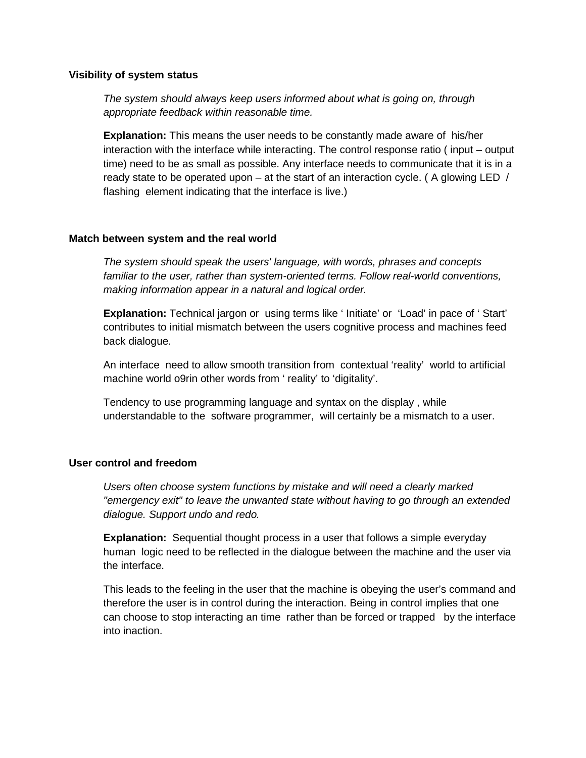**Visibility of system status**

*The system should always keep users informed about what is going on, through appropriate feedback within reasonable time.*

**Explanation:** This means the user needs to be constantly made aware of his/her interaction with the interface while interacting. The control response ratio ( input – output time) need to be as small as possible. Any interface needs to communicate that it is in a ready state to be operated upon – at the start of an interaction cycle. ( A glowing LED / flashing element indicating that the interface is live.)

**Match between system and the real world**

*The system should speak the users' language, with words, phrases and concepts familiar to the user, rather than system-oriented terms. Follow real-world conventions, making information appear in a natural and logical order.*

**Explanation:** Technical jargon or using terms like ' Initiate' or 'Load' in pace of ' Start' contributes to initial mismatch between the users cognitive process and machines feed back dialogue.

An interface need to allow smooth transition from contextual 'reality' world to artificial machine world o9rin other words from ' reality' to 'digitality'.

Tendency to use programming language and syntax on the display , while understandable to the software programmer, will certainly be a mismatch to a user.

**User control and freedom**

*Users often choose system functions by mistake and will need a clearly marked "emergency exit" to leave the unwanted state without having to go through an extended dialogue. Support undo and redo.*

**Explanation:** Sequential thought process in a user that follows a simple everyday human logic need to be reflected in the dialogue between the machine and the user via the interface.

This leads to the feeling in the user that the machine is obeying the user's command and therefore the user is in control during the interaction. Being in control implies that one can choose to stop interacting an time rather than be forced or trapped by the interface into inaction.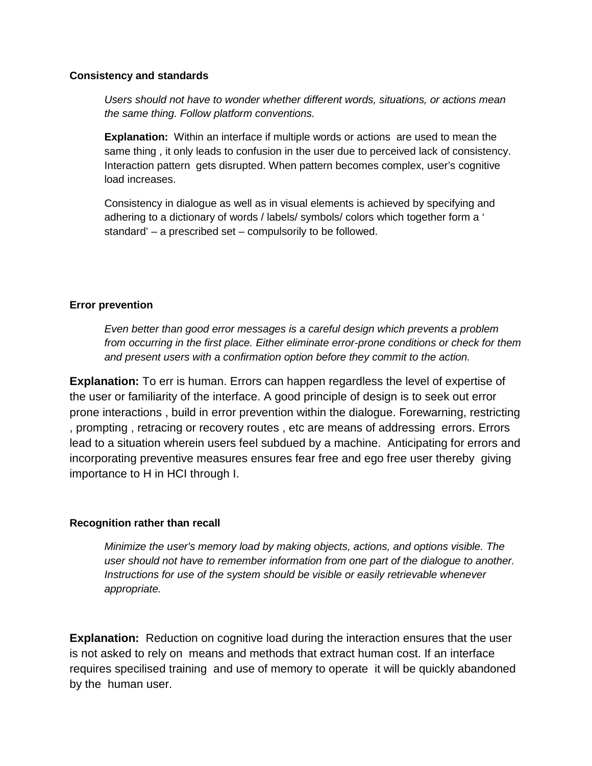**Consistency and standards**

> *Users should not have to wonder whether different words, situations, or actions mean the same thing. Follow platform conventions.*
>
> **Explanation:** Within an interface if multiple words or actions are used to mean the same thing , it only leads to confusion in the user due to perceived lack of consistency. Interaction pattern gets disrupted. When pattern becomes complex, user's cognitive load increases.
>
> Consistency in dialogue as well as in visual elements is achieved by specifying and adhering to a dictionary of words / labels/ symbols/ colors which together form a ' standard' – a prescribed set – compulsorily to be followed.

**Error prevention**

> *Even better than good error messages is a careful design which prevents a problem from occurring in the first place. Either eliminate error-prone conditions or check for them and present users with a confirmation option before they commit to the action.*

**Explanation:** To err is human. Errors can happen regardless the level of expertise of the user or familiarity of the interface. A good principle of design is to seek out error prone interactions , build in error prevention within the dialogue. Forewarning, restricting , prompting , retracing or recovery routes , etc are means of addressing errors. Errors lead to a situation wherein users feel subdued by a machine. Anticipating for errors and incorporating preventive measures ensures fear free and ego free user thereby giving importance to H in HCI through I.

**Recognition rather than recall**

> *Minimize the user's memory load by making objects, actions, and options visible. The user should not have to remember information from one part of the dialogue to another. Instructions for use of the system should be visible or easily retrievable whenever appropriate.*

**Explanation:** Reduction on cognitive load during the interaction ensures that the user is not asked to rely on means and methods that extract human cost. If an interface requires specilised training and use of memory to operate it will be quickly abandoned by the human user.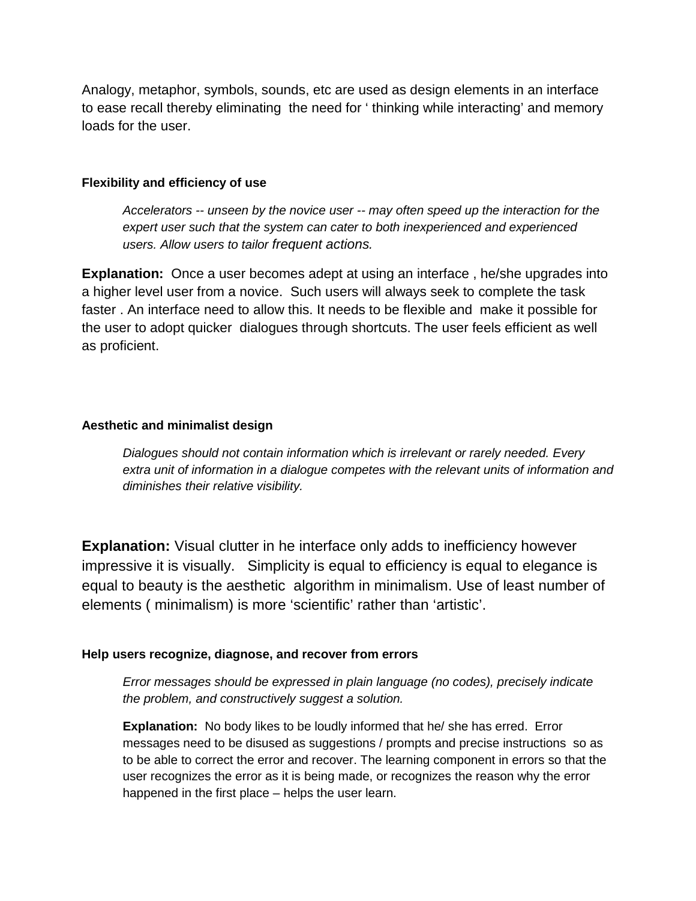Analogy, metaphor, symbols, sounds, etc are used as design elements in an interface to ease recall thereby eliminating the need for ‘ thinking while interacting’ and memory loads for the user.

**Flexibility and efficiency of use**

> *Accelerators -- unseen by the novice user -- may often speed up the interaction for the expert user such that the system can cater to both inexperienced and experienced users. Allow users to tailor frequent actions.*

**Explanation:** Once a user becomes adept at using an interface , he/she upgrades into a higher level user from a novice. Such users will always seek to complete the task faster . An interface need to allow this. It needs to be flexible and make it possible for the user to adopt quicker dialogues through shortcuts. The user feels efficient as well as proficient.

**Aesthetic and minimalist design**

> *Dialogues should not contain information which is irrelevant or rarely needed. Every extra unit of information in a dialogue competes with the relevant units of information and diminishes their relative visibility.*

**Explanation:** Visual clutter in he interface only adds to inefficiency however impressive it is visually. Simplicity is equal to efficiency is equal to elegance is equal to beauty is the aesthetic algorithm in minimalism. Use of least number of elements ( minimalism) is more ‘scientific’ rather than ‘artistic’.

**Help users recognize, diagnose, and recover from errors**

> *Error messages should be expressed in plain language (no codes), precisely indicate the problem, and constructively suggest a solution.*
>
> **Explanation:** No body likes to be loudly informed that he/ she has erred. Error messages need to be disused as suggestions / prompts and precise instructions so as to be able to correct the error and recover. The learning component in errors so that the user recognizes the error as it is being made, or recognizes the reason why the error happened in the first place – helps the user learn.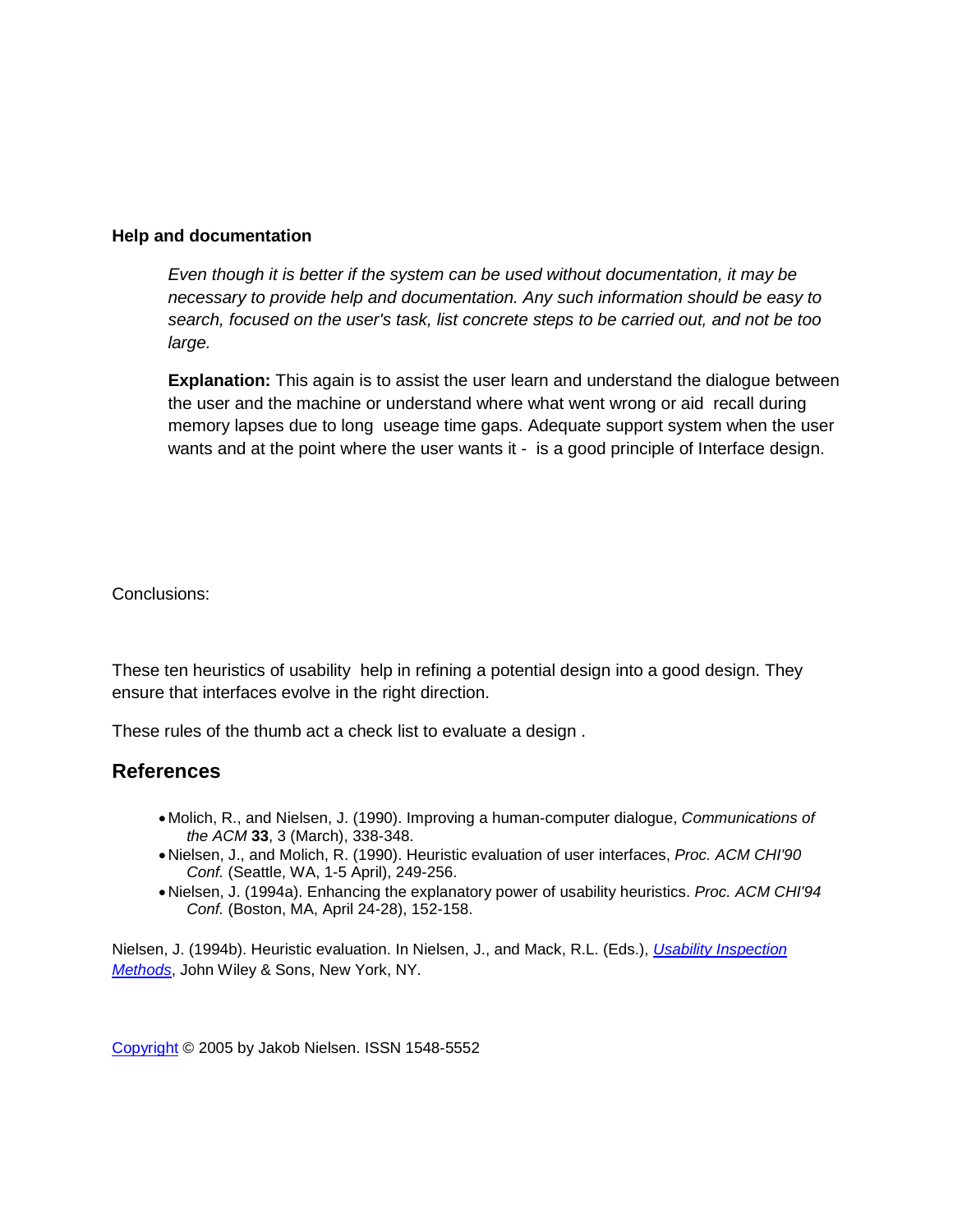**Help and documentation**

> *Even though it is better if the system can be used without documentation, it may be necessary to provide help and documentation. Any such information should be easy to search, focused on the user's task, list concrete steps to be carried out, and not be too large.*
>
> **Explanation:** This again is to assist the user learn and understand the dialogue between the user and the machine or understand where what went wrong or aid recall during memory lapses due to long useage time gaps. Adequate support system when the user wants and at the point where the user wants it - is a good principle of Interface design.

Conclusions:

These ten heuristics of usability help in refining a potential design into a good design. They ensure that interfaces evolve in the right direction.

These rules of the thumb act a check list to evaluate a design .

## References

- Molich, R., and Nielsen, J. (1990). Improving a human-computer dialogue, *Communications of the ACM* **33**, 3 (March), 338-348.
- Nielsen, J., and Molich, R. (1990). Heuristic evaluation of user interfaces, *Proc. ACM CHI'90 Conf.* (Seattle, WA, 1-5 April), 249-256.
- Nielsen, J. (1994a). Enhancing the explanatory power of usability heuristics. *Proc. ACM CHI'94 Conf.* (Boston, MA, April 24-28), 152-158.

Nielsen, J. (1994b). Heuristic evaluation. In Nielsen, J., and Mack, R.L. (Eds.), *Usability Inspection Methods*, John Wiley & Sons, New York, NY.

Copyright © 2005 by Jakob Nielsen. ISSN 1548-5552